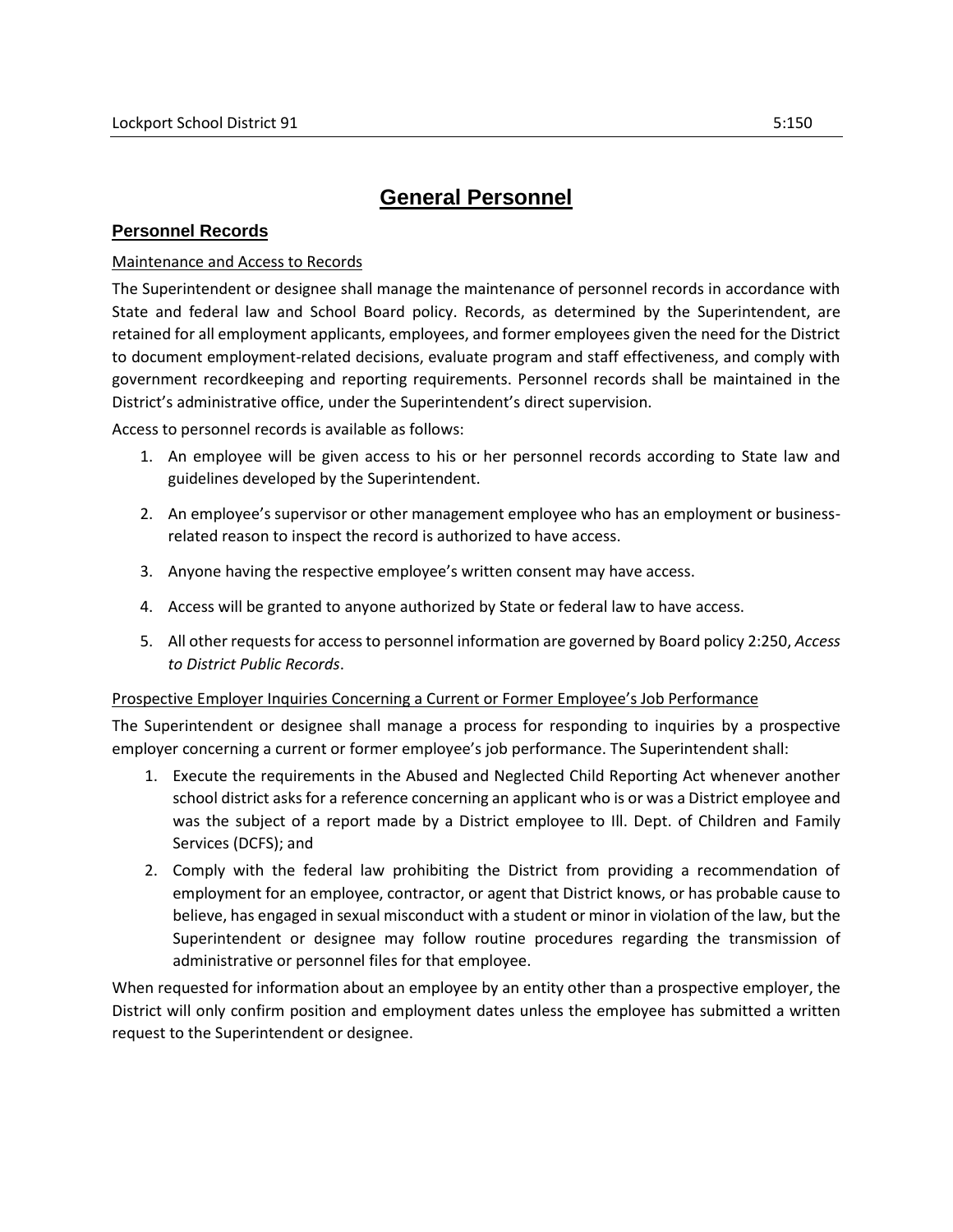# General Personnel

## Personnel Records

Maintenance and Access to Records

The Superintendent or designee shall manage the maintenance of personnel records in accordance with State and federal law and School Board policy. Records, as determined by the Superintendent, are retained for all employment applicants, employees, and former employees given the need for the District to document employment-related decisions, evaluate program and staff effectiveness, and comply with government recordkeeping and reporting requirements. Personnel records shall be maintained in the District's administrative office, under the Superintendent's direct supervision.

Access to personnel records is available as follows:

1. An employee will be given access to his or her personnel records according to State law and guidelines developed by the Superintendent.
2. An employee's supervisor or other management employee who has an employment or business-related reason to inspect the record is authorized to have access.
3. Anyone having the respective employee's written consent may have access.
4. Access will be granted to anyone authorized by State or federal law to have access.
5. All other requests for access to personnel information are governed by Board policy 2:250, *Access to District Public Records*.

Prospective Employer Inquiries Concerning a Current or Former Employee's Job Performance

The Superintendent or designee shall manage a process for responding to inquiries by a prospective employer concerning a current or former employee's job performance. The Superintendent shall:

1. Execute the requirements in the Abused and Neglected Child Reporting Act whenever another school district asks for a reference concerning an applicant who is or was a District employee and was the subject of a report made by a District employee to Ill. Dept. of Children and Family Services (DCFS); and
2. Comply with the federal law prohibiting the District from providing a recommendation of employment for an employee, contractor, or agent that District knows, or has probable cause to believe, has engaged in sexual misconduct with a student or minor in violation of the law, but the Superintendent or designee may follow routine procedures regarding the transmission of administrative or personnel files for that employee.

When requested for information about an employee by an entity other than a prospective employer, the District will only confirm position and employment dates unless the employee has submitted a written request to the Superintendent or designee.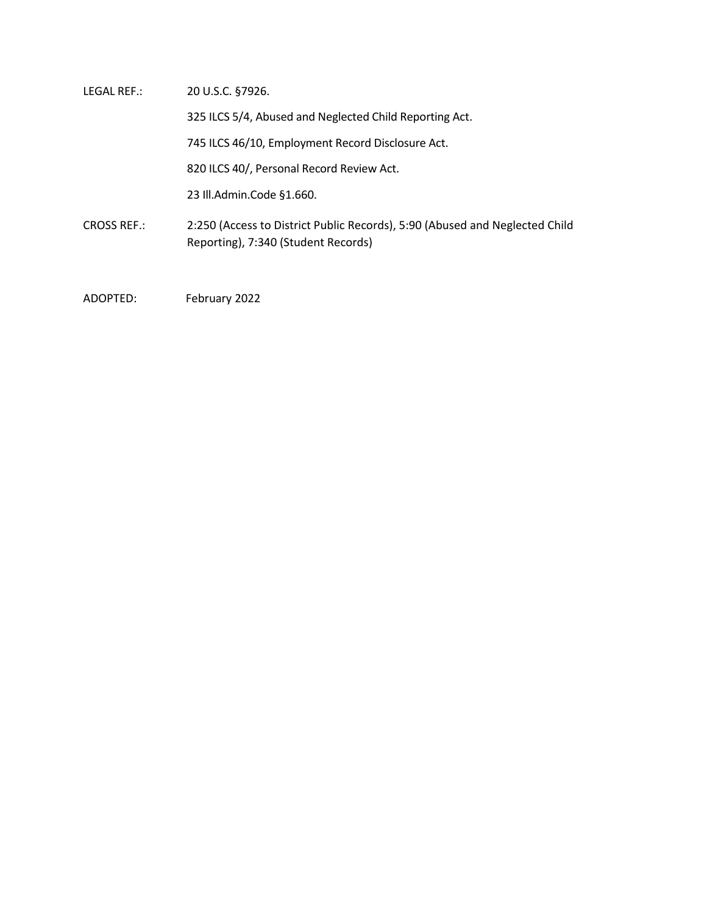LEGAL REF.: 20 U.S.C. §7926.

325 ILCS 5/4, Abused and Neglected Child Reporting Act.

745 ILCS 46/10, Employment Record Disclosure Act.

820 ILCS 40/, Personal Record Review Act.

23 Ill.Admin.Code §1.660.

CROSS REF.: 2:250 (Access to District Public Records), 5:90 (Abused and Neglected Child Reporting), 7:340 (Student Records)

ADOPTED: February 2022